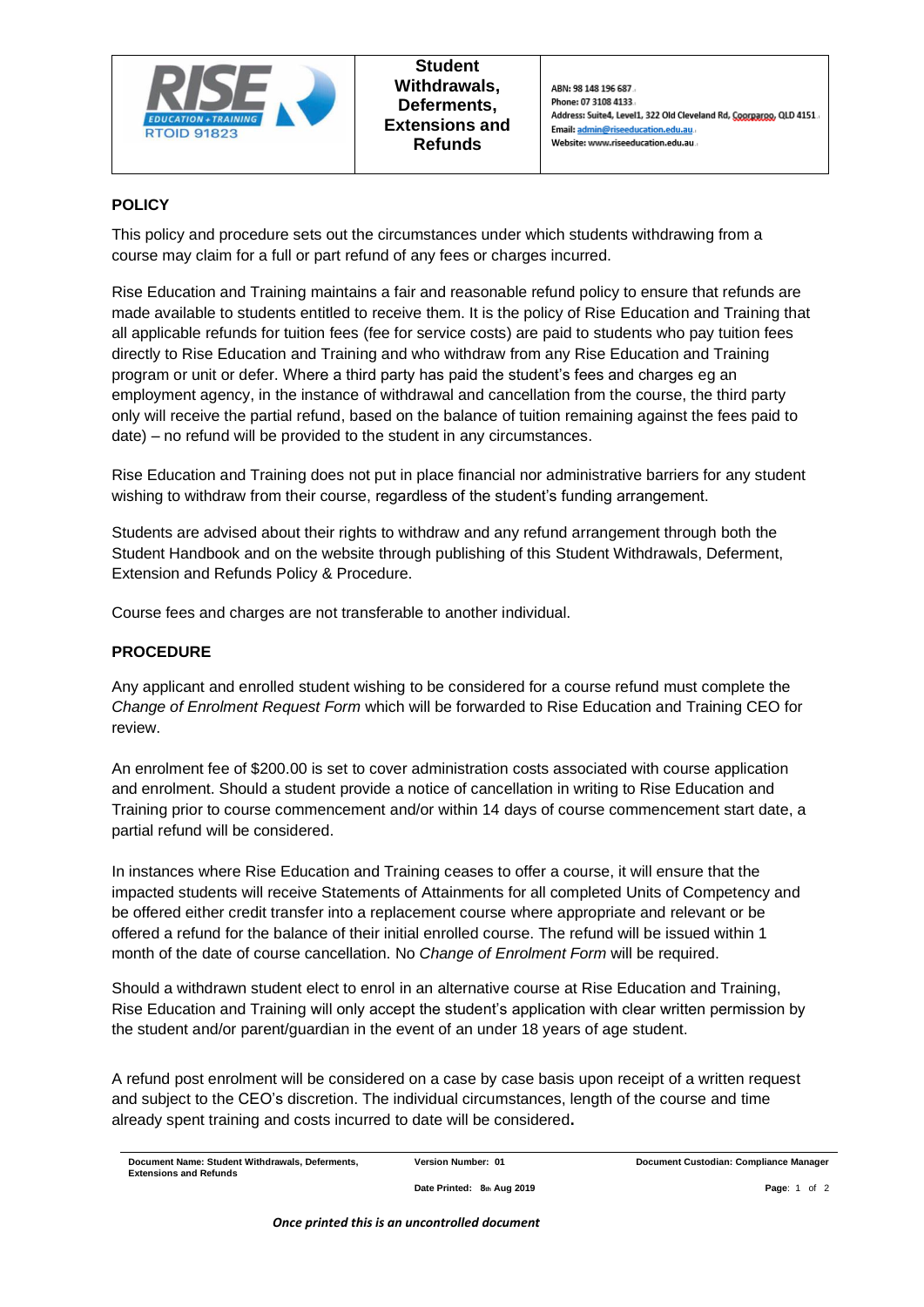| RISE EDUCATION + TRAINING RTOID 91823 | **Student Withdrawals, Deferments, Extensions and Refunds** | ABN: 98 148 196 687<br>Phone: 07 3108 4133<br>Address: Suite4, Level1, 322 Old Cleveland Rd, Coorparoo, QLD 4151<br>Email: admin@riseeducation.edu.au<br>Website: www.riseeducation.edu.au |
|---|---|---|

## POLICY

This policy and procedure sets out the circumstances under which students withdrawing from a course may claim for a full or part refund of any fees or charges incurred.

Rise Education and Training maintains a fair and reasonable refund policy to ensure that refunds are made available to students entitled to receive them. It is the policy of Rise Education and Training that all applicable refunds for tuition fees (fee for service costs) are paid to students who pay tuition fees directly to Rise Education and Training and who withdraw from any Rise Education and Training program or unit or defer. Where a third party has paid the student's fees and charges eg an employment agency, in the instance of withdrawal and cancellation from the course, the third party only will receive the partial refund, based on the balance of tuition remaining against the fees paid to date) – no refund will be provided to the student in any circumstances.

Rise Education and Training does not put in place financial nor administrative barriers for any student wishing to withdraw from their course, regardless of the student's funding arrangement.

Students are advised about their rights to withdraw and any refund arrangement through both the Student Handbook and on the website through publishing of this Student Withdrawals, Deferment, Extension and Refunds Policy & Procedure.

Course fees and charges are not transferable to another individual.

## PROCEDURE

Any applicant and enrolled student wishing to be considered for a course refund must complete the *Change of Enrolment Request Form* which will be forwarded to Rise Education and Training CEO for review.

An enrolment fee of $200.00 is set to cover administration costs associated with course application and enrolment. Should a student provide a notice of cancellation in writing to Rise Education and Training prior to course commencement and/or within 14 days of course commencement start date, a partial refund will be considered.

In instances where Rise Education and Training ceases to offer a course, it will ensure that the impacted students will receive Statements of Attainments for all completed Units of Competency and be offered either credit transfer into a replacement course where appropriate and relevant or be offered a refund for the balance of their initial enrolled course. The refund will be issued within 1 month of the date of course cancellation. No *Change of Enrolment Form* will be required.

Should a withdrawn student elect to enrol in an alternative course at Rise Education and Training, Rise Education and Training will only accept the student's application with clear written permission by the student and/or parent/guardian in the event of an under 18 years of age student.

A refund post enrolment will be considered on a case by case basis upon receipt of a written request and subject to the CEO's discretion. The individual circumstances, length of the course and time already spent training and costs incurred to date will be considered**.**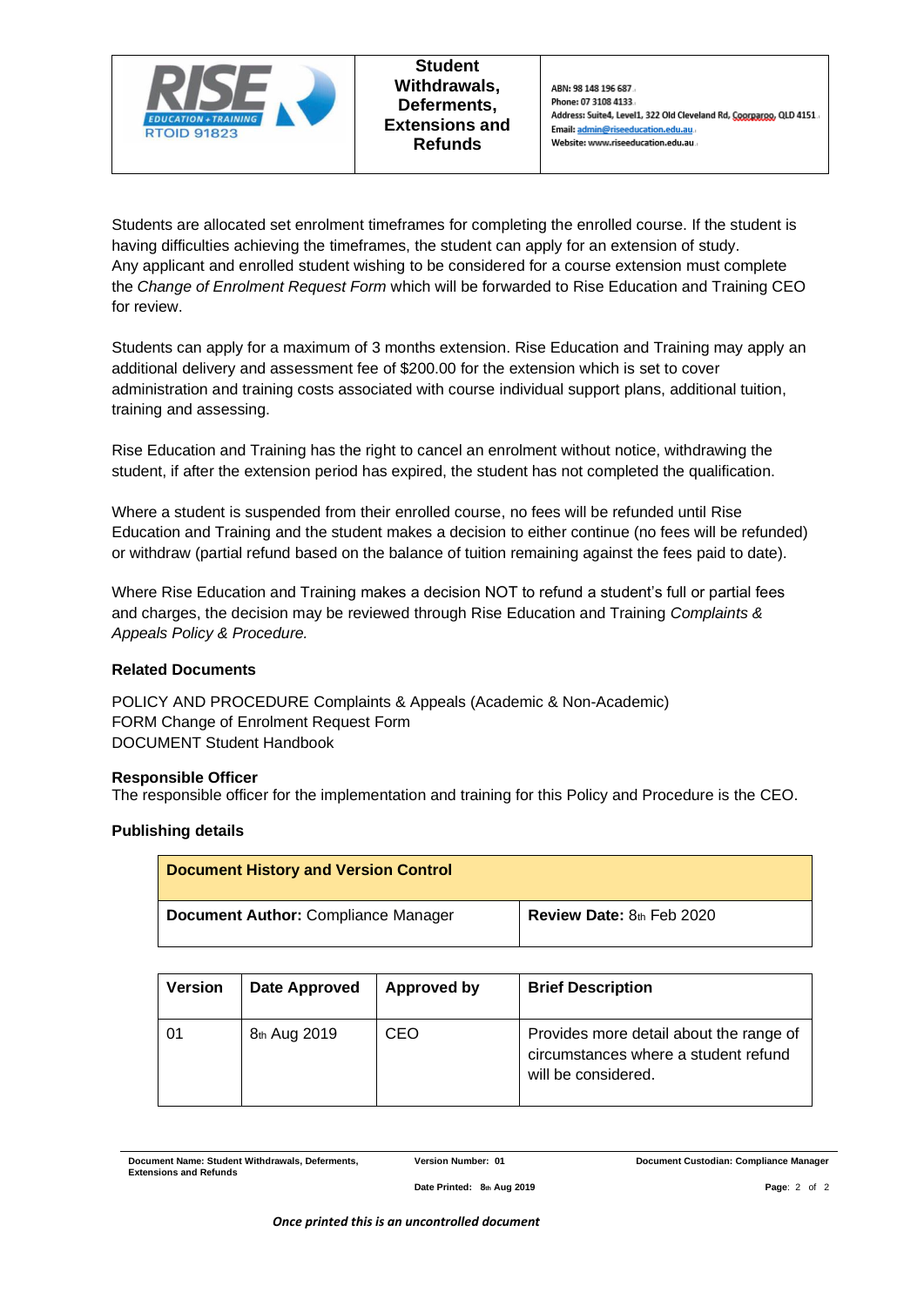Students are allocated set enrolment timeframes for completing the enrolled course. If the student is having difficulties achieving the timeframes, the student can apply for an extension of study. Any applicant and enrolled student wishing to be considered for a course extension must complete the *Change of Enrolment Request Form* which will be forwarded to Rise Education and Training CEO for review.

Students can apply for a maximum of 3 months extension. Rise Education and Training may apply an additional delivery and assessment fee of $200.00 for the extension which is set to cover administration and training costs associated with course individual support plans, additional tuition, training and assessing.

Rise Education and Training has the right to cancel an enrolment without notice, withdrawing the student, if after the extension period has expired, the student has not completed the qualification.

Where a student is suspended from their enrolled course, no fees will be refunded until Rise Education and Training and the student makes a decision to either continue (no fees will be refunded) or withdraw (partial refund based on the balance of tuition remaining against the fees paid to date).

Where Rise Education and Training makes a decision NOT to refund a student's full or partial fees and charges, the decision may be reviewed through Rise Education and Training *Complaints & Appeals Policy & Procedure.*

**Related Documents**

POLICY AND PROCEDURE Complaints & Appeals (Academic & Non-Academic)
FORM Change of Enrolment Request Form
DOCUMENT Student Handbook

**Responsible Officer**
The responsible officer for the implementation and training for this Policy and Procedure is the CEO.

**Publishing details**

| **Document History and Version Control** | |
|---|---|
| **Document Author:** Compliance Manager | **Review Date:** 8th Feb 2020 |

| Version | Date Approved | Approved by | Brief Description |
|---|---|---|---|
| 01 | 8th Aug 2019 | CEO | Provides more detail about the range of circumstances where a student refund will be considered. |

*Once printed this is an uncontrolled document*